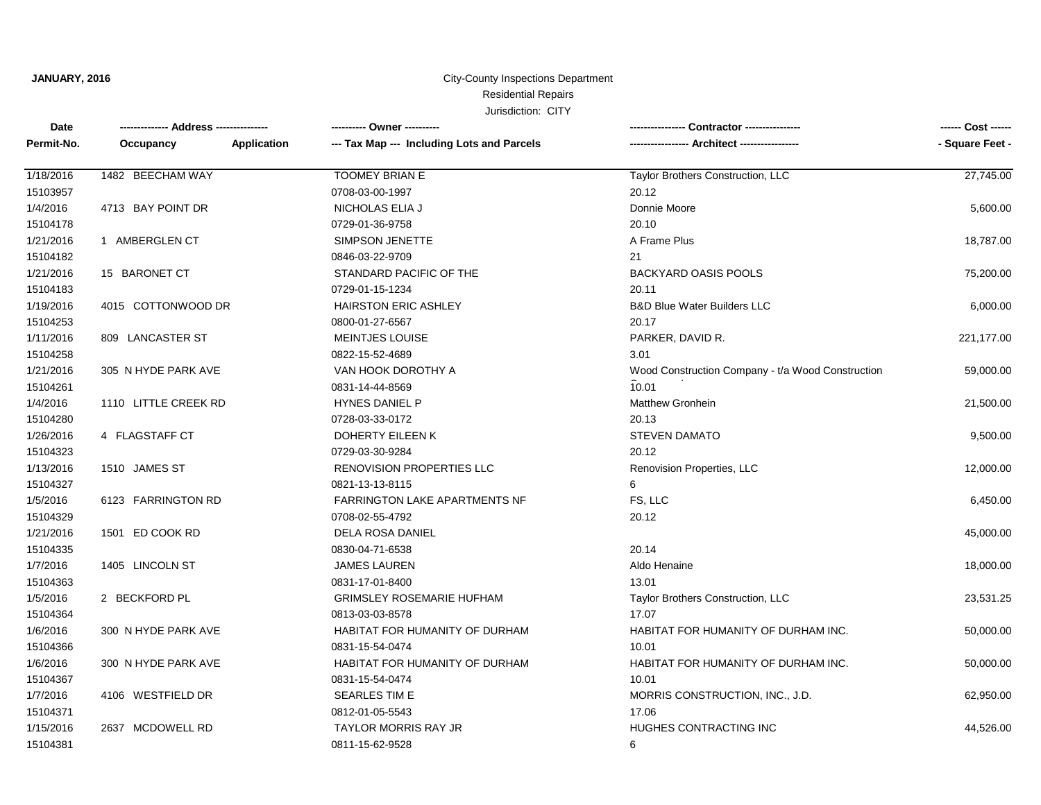**JANUARY, 2016**

City-County Inspections Department
Residential Repairs
Jurisdiction: CITY

| Date / Permit-No. | Address / Occupancy / Application | Owner / Tax Map / Including Lots and Parcels | Contractor / Architect | Cost / Square Feet |
|---|---|---|---|---|
| 1/18/2016 | 1482 BEECHAM WAY | TOOMEY BRIAN E | Taylor Brothers Construction, LLC | 27,745.00 |
| 15103957 | | 0708-03-00-1997 | 20.12 | |
| 1/4/2016 | 4713 BAY POINT DR | NICHOLAS ELIA J | Donnie Moore | 5,600.00 |
| 15104178 | | 0729-01-36-9758 | 20.10 | |
| 1/21/2016 | 1 AMBERGLEN CT | SIMPSON JENETTE | A Frame Plus | 18,787.00 |
| 15104182 | | 0846-03-22-9709 | 21 | |
| 1/21/2016 | 15 BARONET CT | STANDARD PACIFIC OF THE | BACKYARD OASIS POOLS | 75,200.00 |
| 15104183 | | 0729-01-15-1234 | 20.11 | |
| 1/19/2016 | 4015 COTTONWOOD DR | HAIRSTON ERIC ASHLEY | B&D Blue Water Builders LLC | 6,000.00 |
| 15104253 | | 0800-01-27-6567 | 20.17 | |
| 1/11/2016 | 809 LANCASTER ST | MEINTJES LOUISE | PARKER, DAVID R. | 221,177.00 |
| 15104258 | | 0822-15-52-4689 | 3.01 | |
| 1/21/2016 | 305 N HYDE PARK AVE | VAN HOOK DOROTHY A | Wood Construction Company - t/a Wood Construction | 59,000.00 |
| 15104261 | | 0831-14-44-8569 | 10.01 | |
| 1/4/2016 | 1110 LITTLE CREEK RD | HYNES DANIEL P | Matthew Gronhein | 21,500.00 |
| 15104280 | | 0728-03-33-0172 | 20.13 | |
| 1/26/2016 | 4 FLAGSTAFF CT | DOHERTY EILEEN K | STEVEN DAMATO | 9,500.00 |
| 15104323 | | 0729-03-30-9284 | 20.12 | |
| 1/13/2016 | 1510 JAMES ST | RENOVISION PROPERTIES LLC | Renovision Properties, LLC | 12,000.00 |
| 15104327 | | 0821-13-13-8115 | 6 | |
| 1/5/2016 | 6123 FARRINGTON RD | FARRINGTON LAKE APARTMENTS NF | FS, LLC | 6,450.00 |
| 15104329 | | 0708-02-55-4792 | 20.12 | |
| 1/21/2016 | 1501 ED COOK RD | DELA ROSA DANIEL | | 45,000.00 |
| 15104335 | | 0830-04-71-6538 | 20.14 | |
| 1/7/2016 | 1405 LINCOLN ST | JAMES LAUREN | Aldo Henaine | 18,000.00 |
| 15104363 | | 0831-17-01-8400 | 13.01 | |
| 1/5/2016 | 2 BECKFORD PL | GRIMSLEY ROSEMARIE HUFHAM | Taylor Brothers Construction, LLC | 23,531.25 |
| 15104364 | | 0813-03-03-8578 | 17.07 | |
| 1/6/2016 | 300 N HYDE PARK AVE | HABITAT FOR HUMANITY OF DURHAM | HABITAT FOR HUMANITY OF DURHAM INC. | 50,000.00 |
| 15104366 | | 0831-15-54-0474 | 10.01 | |
| 1/6/2016 | 300 N HYDE PARK AVE | HABITAT FOR HUMANITY OF DURHAM | HABITAT FOR HUMANITY OF DURHAM INC. | 50,000.00 |
| 15104367 | | 0831-15-54-0474 | 10.01 | |
| 1/7/2016 | 4106 WESTFIELD DR | SEARLES TIM E | MORRIS CONSTRUCTION, INC., J.D. | 62,950.00 |
| 15104371 | | 0812-01-05-5543 | 17.06 | |
| 1/15/2016 | 2637 MCDOWELL RD | TAYLOR MORRIS RAY JR | HUGHES CONTRACTING INC | 44,526.00 |
| 15104381 | | 0811-15-62-9528 | 6 | |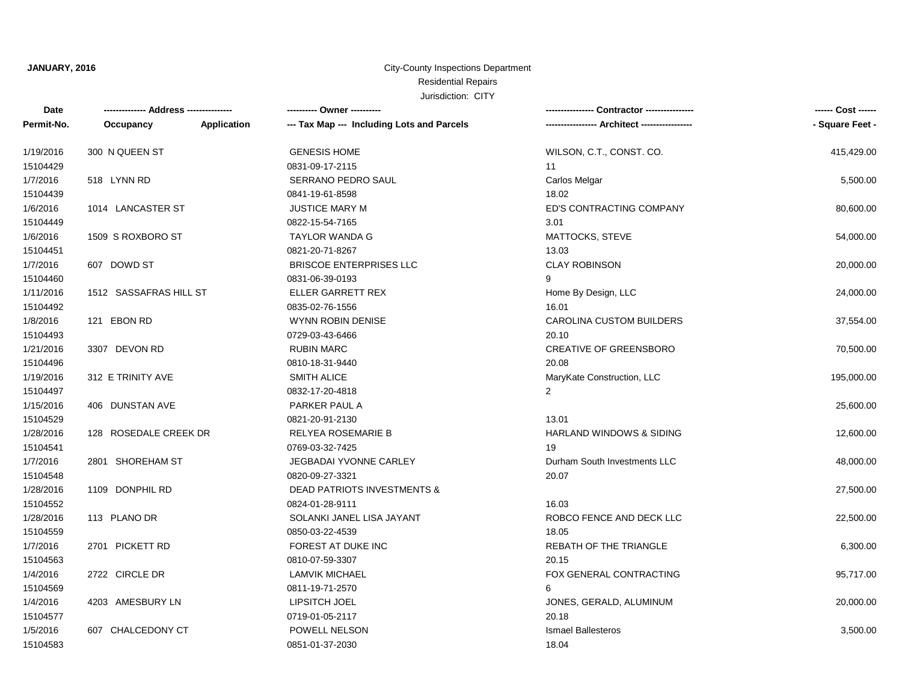**JANUARY, 2016**

City-County Inspections Department
Residential Repairs
Jurisdiction: CITY

| Date / Permit-No. | Address / Occupancy / Application | Owner / Tax Map (Including Lots and Parcels) | Contractor / Architect | Cost / Square Feet |
|---|---|---|---|---|
| 1/19/2016<br>15104429 | 300 N QUEEN ST | GENESIS HOME<br>0831-09-17-2115 | WILSON, C.T., CONST. CO.<br>11 | 415,429.00 |
| 1/7/2016<br>15104439 | 518 LYNN RD | SERRANO PEDRO SAUL<br>0841-19-61-8598 | Carlos Melgar<br>18.02 | 5,500.00 |
| 1/6/2016<br>15104449 | 1014 LANCASTER ST | JUSTICE MARY M<br>0822-15-54-7165 | ED'S CONTRACTING COMPANY<br>3.01 | 80,600.00 |
| 1/6/2016<br>15104451 | 1509 S ROXBORO ST | TAYLOR WANDA G<br>0821-20-71-8267 | MATTOCKS, STEVE<br>13.03 | 54,000.00 |
| 1/7/2016<br>15104460 | 607 DOWD ST | BRISCOE ENTERPRISES LLC<br>0831-06-39-0193 | CLAY ROBINSON<br>9 | 20,000.00 |
| 1/11/2016<br>15104492 | 1512 SASSAFRAS HILL ST | ELLER GARRETT REX<br>0835-02-76-1556 | Home By Design, LLC<br>16.01 | 24,000.00 |
| 1/8/2016<br>15104493 | 121 EBON RD | WYNN ROBIN DENISE<br>0729-03-43-6466 | CAROLINA CUSTOM BUILDERS<br>20.10 | 37,554.00 |
| 1/21/2016<br>15104496 | 3307 DEVON RD | RUBIN MARC<br>0810-18-31-9440 | CREATIVE OF GREENSBORO<br>20.08 | 70,500.00 |
| 1/19/2016<br>15104497 | 312 E TRINITY AVE | SMITH ALICE<br>0832-17-20-4818 | MaryKate Construction, LLC<br>2 | 195,000.00 |
| 1/15/2016<br>15104529 | 406 DUNSTAN AVE | PARKER PAUL A<br>0821-20-91-2130 | 13.01 | 25,600.00 |
| 1/28/2016<br>15104541 | 128 ROSEDALE CREEK DR | RELYEA ROSEMARIE B<br>0769-03-32-7425 | HARLAND WINDOWS & SIDING<br>19 | 12,600.00 |
| 1/7/2016<br>15104548 | 2801 SHOREHAM ST | JEGBADAI YVONNE CARLEY<br>0820-09-27-3321 | Durham South Investments LLC<br>20.07 | 48,000.00 |
| 1/28/2016<br>15104552 | 1109 DONPHIL RD | DEAD PATRIOTS INVESTMENTS &<br>0824-01-28-9111 | 16.03 | 27,500.00 |
| 1/28/2016<br>15104559 | 113 PLANO DR | SOLANKI JANEL LISA JAYANT<br>0850-03-22-4539 | ROBCO FENCE AND DECK LLC<br>18.05 | 22,500.00 |
| 1/7/2016<br>15104563 | 2701 PICKETT RD | FOREST AT DUKE INC<br>0810-07-59-3307 | REBATH OF THE TRIANGLE<br>20.15 | 6,300.00 |
| 1/4/2016<br>15104569 | 2722 CIRCLE DR | LAMVIK MICHAEL<br>0811-19-71-2570 | FOX GENERAL CONTRACTING<br>6 | 95,717.00 |
| 1/4/2016<br>15104577 | 4203 AMESBURY LN | LIPSITCH JOEL<br>0719-01-05-2117 | JONES, GERALD, ALUMINUM<br>20.18 | 20,000.00 |
| 1/5/2016<br>15104583 | 607 CHALCEDONY CT | POWELL NELSON<br>0851-01-37-2030 | Ismael Ballesteros<br>18.04 | 3,500.00 |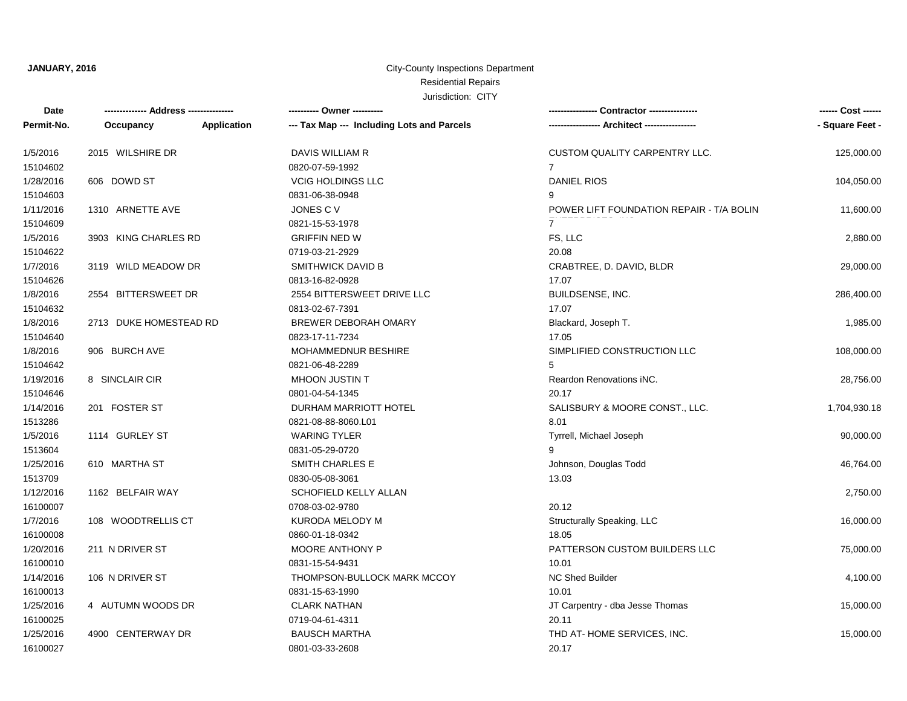**JANUARY, 2016**

City-County Inspections Department

Residential Repairs

Jurisdiction: CITY

| Date<br>Permit-No. | ------------- Address --------------<br>Occupancy Application | ---------- Owner ----------<br>--- Tax Map --- Including Lots and Parcels | ---------------- Contractor ----------------<br>----------------- Architect ----------------- | ------ Cost ------<br>- Square Feet - |
|---|---|---|---|---|
| 1/5/2016<br>15104602 | 2015 WILSHIRE DR | DAVIS WILLIAM R<br>0820-07-59-1992 | CUSTOM QUALITY CARPENTRY LLC.<br>7 | 125,000.00 |
| 1/28/2016<br>15104603 | 606 DOWD ST | VCIG HOLDINGS LLC<br>0831-06-38-0948 | DANIEL RIOS<br>9 | 104,050.00 |
| 1/11/2016<br>15104609 | 1310 ARNETTE AVE | JONES C V<br>0821-15-53-1978 | POWER LIFT FOUNDATION REPAIR - T/A BOLIN ENTERPRISES, INC<br>7 | 11,600.00 |
| 1/5/2016<br>15104622 | 3903 KING CHARLES RD | GRIFFIN NED W<br>0719-03-21-2929 | FS, LLC<br>20.08 | 2,880.00 |
| 1/7/2016<br>15104626 | 3119 WILD MEADOW DR | SMITHWICK DAVID B<br>0813-16-82-0928 | CRABTREE, D. DAVID, BLDR<br>17.07 | 29,000.00 |
| 1/8/2016<br>15104632 | 2554 BITTERSWEET DR | 2554 BITTERSWEET DRIVE LLC<br>0813-02-67-7391 | BUILDSENSE, INC.<br>17.07 | 286,400.00 |
| 1/8/2016<br>15104640 | 2713 DUKE HOMESTEAD RD | BREWER DEBORAH OMARY<br>0823-17-11-7234 | Blackard, Joseph T.<br>17.05 | 1,985.00 |
| 1/8/2016<br>15104642 | 906 BURCH AVE | MOHAMMEDNUR BESHIRE<br>0821-06-48-2289 | SIMPLIFIED CONSTRUCTION LLC<br>5 | 108,000.00 |
| 1/19/2016<br>15104646 | 8 SINCLAIR CIR | MHOON JUSTIN T<br>0801-04-54-1345 | Reardon Renovations iNC.<br>20.17 | 28,756.00 |
| 1/14/2016<br>1513286 | 201 FOSTER ST | DURHAM MARRIOTT HOTEL<br>0821-08-88-8060.L01 | SALISBURY & MOORE CONST., LLC.<br>8.01 | 1,704,930.18 |
| 1/5/2016<br>1513604 | 1114 GURLEY ST | WARING TYLER<br>0831-05-29-0720 | Tyrrell, Michael Joseph<br>9 | 90,000.00 |
| 1/25/2016<br>1513709 | 610 MARTHA ST | SMITH CHARLES E<br>0830-05-08-3061 | Johnson, Douglas Todd<br>13.03 | 46,764.00 |
| 1/12/2016<br>16100007 | 1162 BELFAIR WAY | SCHOFIELD KELLY ALLAN<br>0708-03-02-9780 | <br>20.12 | 2,750.00 |
| 1/7/2016<br>16100008 | 108 WOODTRELLIS CT | KURODA MELODY M<br>0860-01-18-0342 | Structurally Speaking, LLC<br>18.05 | 16,000.00 |
| 1/20/2016<br>16100010 | 211 N DRIVER ST | MOORE ANTHONY P<br>0831-15-54-9431 | PATTERSON CUSTOM BUILDERS LLC<br>10.01 | 75,000.00 |
| 1/14/2016<br>16100013 | 106 N DRIVER ST | THOMPSON-BULLOCK MARK MCCOY<br>0831-15-63-1990 | NC Shed Builder<br>10.01 | 4,100.00 |
| 1/25/2016<br>16100025 | 4 AUTUMN WOODS DR | CLARK NATHAN<br>0719-04-61-4311 | JT Carpentry - dba Jesse Thomas<br>20.11 | 15,000.00 |
| 1/25/2016<br>16100027 | 4900 CENTERWAY DR | BAUSCH MARTHA<br>0801-03-33-2608 | THD AT- HOME SERVICES, INC.<br>20.17 | 15,000.00 |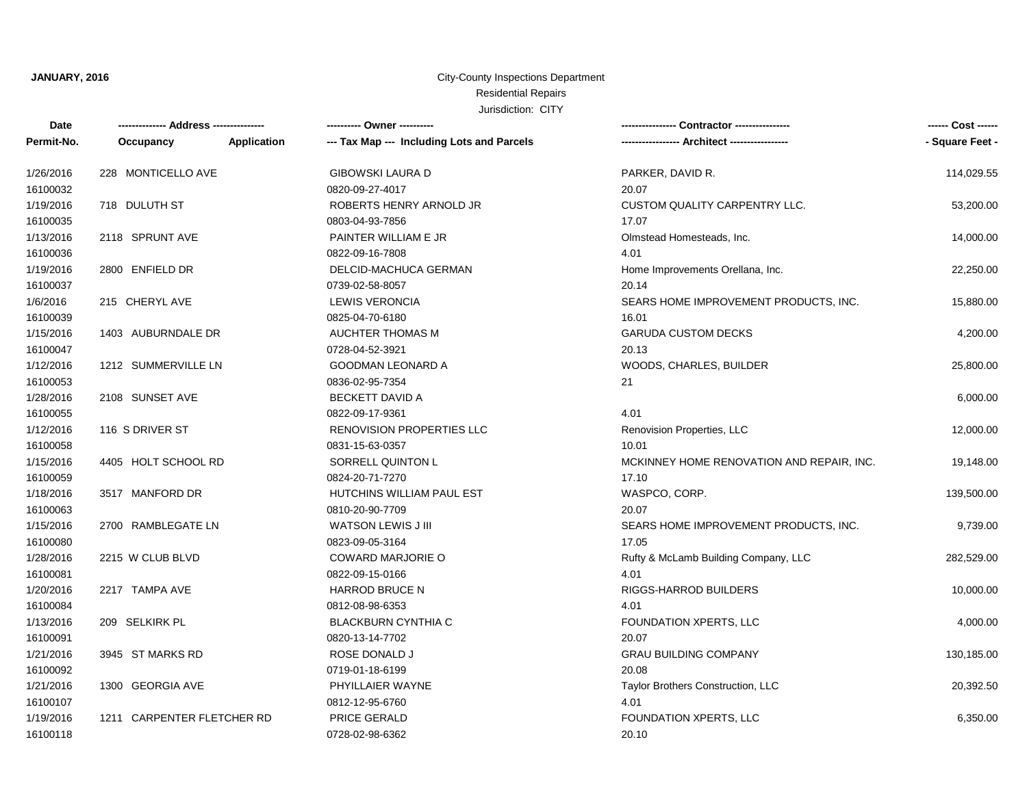**JANUARY, 2016**

City-County Inspections Department

Residential Repairs

Jurisdiction: CITY

| Date<br>Permit-No. | ------------- Address --------------<br>Occupancy Application | ---------- Owner ----------<br>--- Tax Map --- Including Lots and Parcels | ---------------- Contractor ----------------<br>----------------- Architect ----------------- | ------ Cost ------<br>- Square Feet - |
|---|---|---|---|---|
| 1/26/2016<br>16100032 | 228 MONTICELLO AVE | GIBOWSKI LAURA D<br>0820-09-27-4017 | PARKER, DAVID R.<br>20.07 | 114,029.55 |
| 1/19/2016<br>16100035 | 718 DULUTH ST | ROBERTS HENRY ARNOLD JR<br>0803-04-93-7856 | CUSTOM QUALITY CARPENTRY LLC.<br>17.07 | 53,200.00 |
| 1/13/2016<br>16100036 | 2118 SPRUNT AVE | PAINTER WILLIAM E JR<br>0822-09-16-7808 | Olmstead Homesteads, Inc.<br>4.01 | 14,000.00 |
| 1/19/2016<br>16100037 | 2800 ENFIELD DR | DELCID-MACHUCA GERMAN<br>0739-02-58-8057 | Home Improvements Orellana, Inc.<br>20.14 | 22,250.00 |
| 1/6/2016<br>16100039 | 215 CHERYL AVE | LEWIS VERONCIA<br>0825-04-70-6180 | SEARS HOME IMPROVEMENT PRODUCTS, INC.<br>16.01 | 15,880.00 |
| 1/15/2016<br>16100047 | 1403 AUBURNDALE DR | AUCHTER THOMAS M<br>0728-04-52-3921 | GARUDA CUSTOM DECKS<br>20.13 | 4,200.00 |
| 1/12/2016<br>16100053 | 1212 SUMMERVILLE LN | GOODMAN LEONARD A<br>0836-02-95-7354 | WOODS, CHARLES, BUILDER<br>21 | 25,800.00 |
| 1/28/2016<br>16100055 | 2108 SUNSET AVE | BECKETT DAVID A<br>0822-09-17-9361 | <br>4.01 | 6,000.00 |
| 1/12/2016<br>16100058 | 116 S DRIVER ST | RENOVISION PROPERTIES LLC<br>0831-15-63-0357 | Renovision Properties, LLC<br>10.01 | 12,000.00 |
| 1/15/2016<br>16100059 | 4405 HOLT SCHOOL RD | SORRELL QUINTON L<br>0824-20-71-7270 | MCKINNEY HOME RENOVATION AND REPAIR, INC.<br>17.10 | 19,148.00 |
| 1/18/2016<br>16100063 | 3517 MANFORD DR | HUTCHINS WILLIAM PAUL EST<br>0810-20-90-7709 | WASPCO, CORP.<br>20.07 | 139,500.00 |
| 1/15/2016<br>16100080 | 2700 RAMBLEGATE LN | WATSON LEWIS J III<br>0823-09-05-3164 | SEARS HOME IMPROVEMENT PRODUCTS, INC.<br>17.05 | 9,739.00 |
| 1/28/2016<br>16100081 | 2215 W CLUB BLVD | COWARD MARJORIE O<br>0822-09-15-0166 | Rufty & McLamb Building Company, LLC<br>4.01 | 282,529.00 |
| 1/20/2016<br>16100084 | 2217 TAMPA AVE | HARROD BRUCE N<br>0812-08-98-6353 | RIGGS-HARROD BUILDERS<br>4.01 | 10,000.00 |
| 1/13/2016<br>16100091 | 209 SELKIRK PL | BLACKBURN CYNTHIA C<br>0820-13-14-7702 | FOUNDATION XPERTS, LLC<br>20.07 | 4,000.00 |
| 1/21/2016<br>16100092 | 3945 ST MARKS RD | ROSE DONALD J<br>0719-01-18-6199 | GRAU BUILDING COMPANY<br>20.08 | 130,185.00 |
| 1/21/2016<br>16100107 | 1300 GEORGIA AVE | PHYILLAIER WAYNE<br>0812-12-95-6760 | Taylor Brothers Construction, LLC<br>4.01 | 20,392.50 |
| 1/19/2016<br>16100118 | 1211 CARPENTER FLETCHER RD | PRICE GERALD<br>0728-02-98-6362 | FOUNDATION XPERTS, LLC<br>20.10 | 6,350.00 |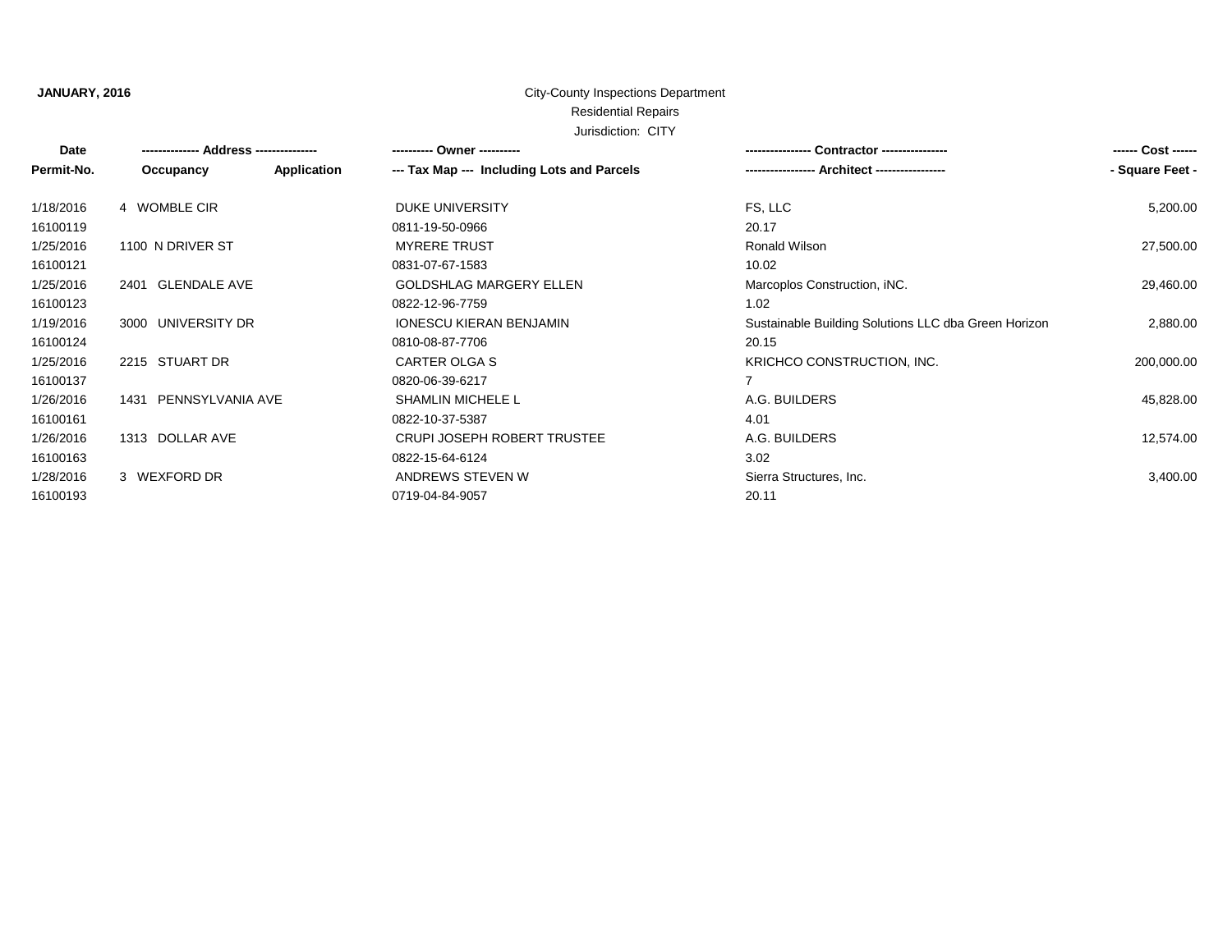**JANUARY, 2016**

City-County Inspections Department
Residential Repairs
Jurisdiction: CITY

| Date<br>Permit-No. | ------------- Address --------------<br>Occupancy | Application | ---------- Owner ----------<br>--- Tax Map --- Including Lots and Parcels | ---------------- Contractor ----------------<br>----------------- Architect ----------------- | ------ Cost ------<br>- Square Feet - |
|---|---|---|---|---|---|
| 1/18/2016<br>16100119 | 4 WOMBLE CIR | | DUKE UNIVERSITY<br>0811-19-50-0966 | FS, LLC<br>20.17 | 5,200.00 |
| 1/25/2016<br>16100121 | 1100 N DRIVER ST | | MYRERE TRUST<br>0831-07-67-1583 | Ronald Wilson<br>10.02 | 27,500.00 |
| 1/25/2016<br>16100123 | 2401 GLENDALE AVE | | GOLDSHLAG MARGERY ELLEN<br>0822-12-96-7759 | Marcoplos Construction, iNC.<br>1.02 | 29,460.00 |
| 1/19/2016<br>16100124 | 3000 UNIVERSITY DR | | IONESCU KIERAN BENJAMIN<br>0810-08-87-7706 | Sustainable Building Solutions LLC dba Green Horizon<br>20.15 | 2,880.00 |
| 1/25/2016<br>16100137 | 2215 STUART DR | | CARTER OLGA S<br>0820-06-39-6217 | KRICHCO CONSTRUCTION, INC.<br>7 | 200,000.00 |
| 1/26/2016<br>16100161 | 1431 PENNSYLVANIA AVE | | SHAMLIN MICHELE L<br>0822-10-37-5387 | A.G. BUILDERS<br>4.01 | 45,828.00 |
| 1/26/2016<br>16100163 | 1313 DOLLAR AVE | | CRUPI JOSEPH ROBERT TRUSTEE<br>0822-15-64-6124 | A.G. BUILDERS<br>3.02 | 12,574.00 |
| 1/28/2016<br>16100193 | 3 WEXFORD DR | | ANDREWS STEVEN W<br>0719-04-84-9057 | Sierra Structures, Inc.<br>20.11 | 3,400.00 |